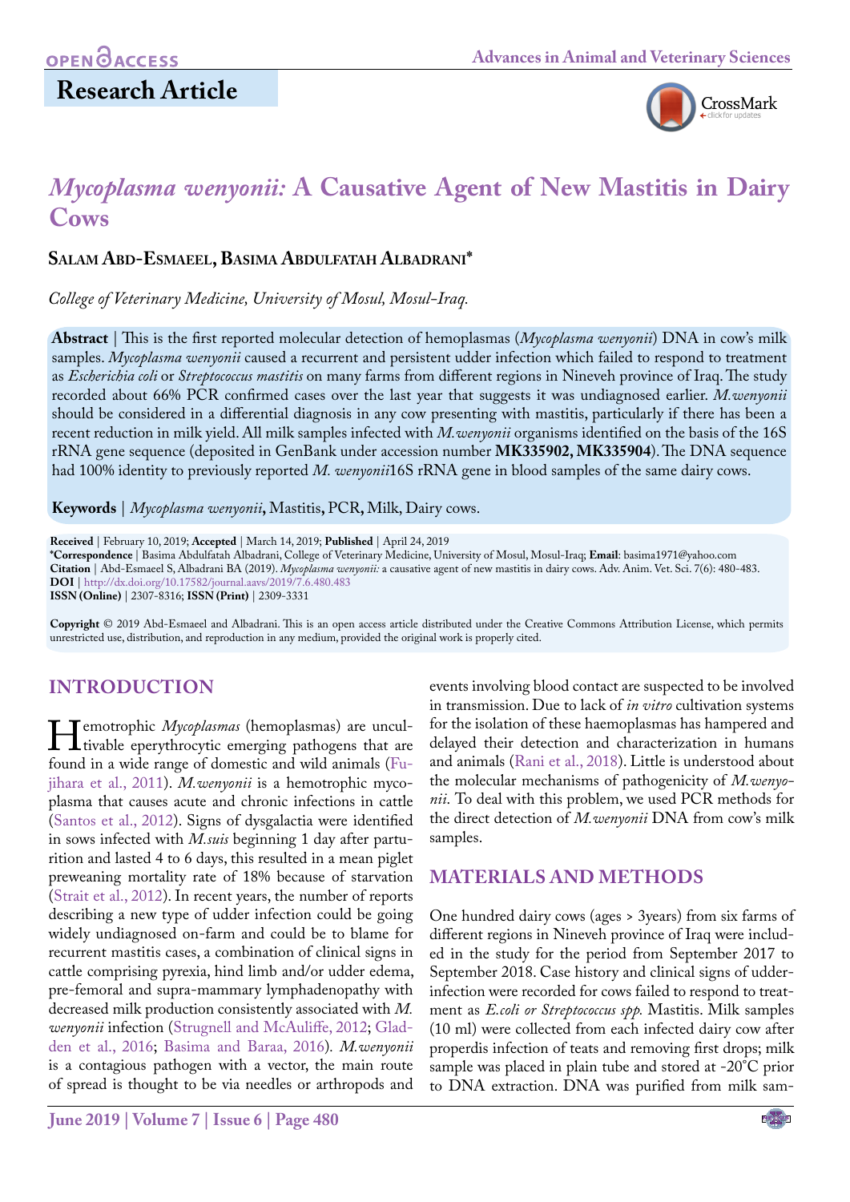Research Article

# *Mycoplasma wenyonii:* A Causative Agent of New Mastitis in Dairy Cows

**Salam Abd-Esmaeel, Basima Abdulfatah Albadrani***

*College of Veterinary Medicine, University of Mosul, Mosul-Iraq.*

**Abstract** | This is the first reported molecular detection of hemoplasmas (*Mycoplasma wenyonii*) DNA in cow's milk samples. *Mycoplasma wenyonii* caused a recurrent and persistent udder infection which failed to respond to treatment as *Escherichia coli* or *Streptococcus mastitis* on many farms from different regions in Nineveh province of Iraq. The study recorded about 66% PCR confirmed cases over the last year that suggests it was undiagnosed earlier. *M.wenyonii* should be considered in a differential diagnosis in any cow presenting with mastitis, particularly if there has been a recent reduction in milk yield. All milk samples infected with *M.wenyonii* organisms identified on the basis of the 16S rRNA gene sequence (deposited in GenBank under accession number **MK335902, MK335904**). The DNA sequence had 100% identity to previously reported *M. wenyonii*16S rRNA gene in blood samples of the same dairy cows.

**Keywords** | *Mycoplasma wenyonii*, Mastitis, PCR, Milk, Dairy cows.

**Received** | February 10, 2019; **Accepted** | March 14, 2019; **Published** | April 24, 2019
***Correspondence** | Basima Abdulfatah Albadrani, College of Veterinary Medicine, University of Mosul, Mosul-Iraq; **Email**: basima1971@yahoo.com
**Citation** | Abd-Esmaeel S, Albadrani BA (2019). *Mycoplasma wenyonii:* a causative agent of new mastitis in dairy cows. Adv. Anim. Vet. Sci. 7(6): 480-483.
**DOI** | http://dx.doi.org/10.17582/journal.aavs/2019/7.6.480.483
**ISSN (Online)** | 2307-8316; **ISSN (Print)** | 2309-3331

**Copyright** © 2019 Abd-Esmaeel and Albadrani. This is an open access article distributed under the Creative Commons Attribution License, which permits unrestricted use, distribution, and reproduction in any medium, provided the original work is properly cited.

## INTRODUCTION

Hemotrophic *Mycoplasmas* (hemoplasmas) are uncultivable eperythrocytic emerging pathogens that are found in a wide range of domestic and wild animals (Fujihara et al., 2011). *M.wenyonii* is a hemotrophic mycoplasma that causes acute and chronic infections in cattle (Santos et al., 2012). Signs of dysgalactia were identified in sows infected with *M.suis* beginning 1 day after parturition and lasted 4 to 6 days, this resulted in a mean piglet preweaning mortality rate of 18% because of starvation (Strait et al., 2012). In recent years, the number of reports describing a new type of udder infection could be going widely undiagnosed on-farm and could be to blame for recurrent mastitis cases, a combination of clinical signs in cattle comprising pyrexia, hind limb and/or udder edema, pre-femoral and supra-mammary lymphadenopathy with decreased milk production consistently associated with *M. wenyonii* infection (Strugnell and McAuliffe, 2012; Gladden et al., 2016; Basima and Baraa, 2016). *M.wenyonii* is a contagious pathogen with a vector, the main route of spread is thought to be via needles or arthropods and events involving blood contact are suspected to be involved in transmission. Due to lack of *in vitro* cultivation systems for the isolation of these haemoplasmas has hampered and delayed their detection and characterization in humans and animals (Rani et al., 2018). Little is understood about the molecular mechanisms of pathogenicity of *M.wenyonii.* To deal with this problem, we used PCR methods for the direct detection of *M.wenyonii* DNA from cow's milk samples.

## MATERIALS AND METHODS

One hundred dairy cows (ages > 3years) from six farms of different regions in Nineveh province of Iraq were included in the study for the period from September 2017 to September 2018. Case history and clinical signs of udder-infection were recorded for cows failed to respond to treatment as *E.coli or Streptococcus spp.* Mastitis. Milk samples (10 ml) were collected from each infected dairy cow after properdis infection of teats and removing first drops; milk sample was placed in plain tube and stored at -20°C prior to DNA extraction. DNA was purified from milk sam-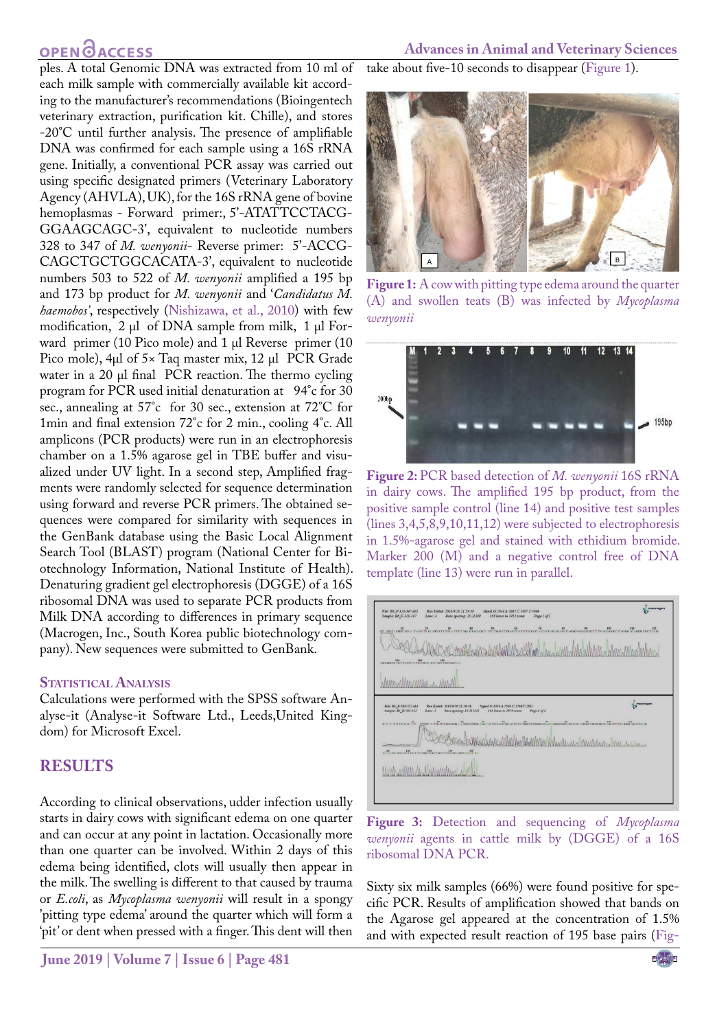ples. A total Genomic DNA was extracted from 10 ml of each milk sample with commercially available kit according to the manufacturer's recommendations (Bioingentech veterinary extraction, purification kit. Chille), and stores -20°C until further analysis. The presence of amplifiable DNA was confirmed for each sample using a 16S rRNA gene. Initially, a conventional PCR assay was carried out using specific designated primers (Veterinary Laboratory Agency (AHVLA), UK), for the 16S rRNA gene of bovine hemoplasmas - Forward primer:, 5'-ATATTCCTACGGGAAGCAGC-3', equivalent to nucleotide numbers 328 to 347 of *M. wenyonii*- Reverse primer: 5'-ACCGCAGCTGCTGGCACATA-3', equivalent to nucleotide numbers 503 to 522 of *M. wenyonii* amplified a 195 bp and 173 bp product for *M. wenyonii* and '*Candidatus M. haemobos*', respectively (Nishizawa, et al., 2010) with few modification, 2 µl of DNA sample from milk, 1 µl Forward primer (10 Pico mole) and 1 µl Reverse primer (10 Pico mole), 4µl of 5× Taq master mix, 12 µl PCR Grade water in a 20 µl final PCR reaction. The thermo cycling program for PCR used initial denaturation at 94°c for 30 sec., annealing at 57°c for 30 sec., extension at 72°C for 1min and final extension 72°c for 2 min., cooling 4°c. All amplicons (PCR products) were run in an electrophoresis chamber on a 1.5% agarose gel in TBE buffer and visualized under UV light. In a second step, Amplified fragments were randomly selected for sequence determination using forward and reverse PCR primers. The obtained sequences were compared for similarity with sequences in the GenBank database using the Basic Local Alignment Search Tool (BLAST) program (National Center for Biotechnology Information, National Institute of Health). Denaturing gradient gel electrophoresis (DGGE) of a 16S ribosomal DNA was used to separate PCR products from Milk DNA according to differences in primary sequence (Macrogen, Inc., South Korea public biotechnology company). New sequences were submitted to GenBank.

### Statistical Analysis

Calculations were performed with the SPSS software Analyse-it (Analyse-it Software Ltd., Leeds,United Kingdom) for Microsoft Excel.

## RESULTS

According to clinical observations, udder infection usually starts in dairy cows with significant edema on one quarter and can occur at any point in lactation. Occasionally more than one quarter can be involved. Within 2 days of this edema being identified, clots will usually then appear in the milk. The swelling is different to that caused by trauma or *E.coli*, as *Mycoplasma wenyonii* will result in a spongy 'pitting type edema' around the quarter which will form a 'pit' or dent when pressed with a finger. This dent will then take about five-10 seconds to disappear (Figure 1).

**Figure 1:** A cow with pitting type edema around the quarter (A) and swollen teats (B) was infected by *Mycoplasma wenyonii*

**Figure 2:** PCR based detection of *M. wenyonii* 16S rRNA in dairy cows. The amplified 195 bp product, from the positive sample control (line 14) and positive test samples (lines 3,4,5,8,9,10,11,12) were subjected to electrophoresis in 1.5%-agarose gel and stained with ethidium bromide. Marker 200 (M) and a negative control free of DNA template (line 13) were run in parallel.

**Figure 3:** Detection and sequencing of *Mycoplasma wenyonii* agents in cattle milk by (DGGE) of a 16S ribosomal DNA PCR.

Sixty six milk samples (66%) were found positive for specific PCR. Results of amplification showed that bands on the Agarose gel appeared at the concentration of 1.5% and with expected result reaction of 195 base pairs (Fig-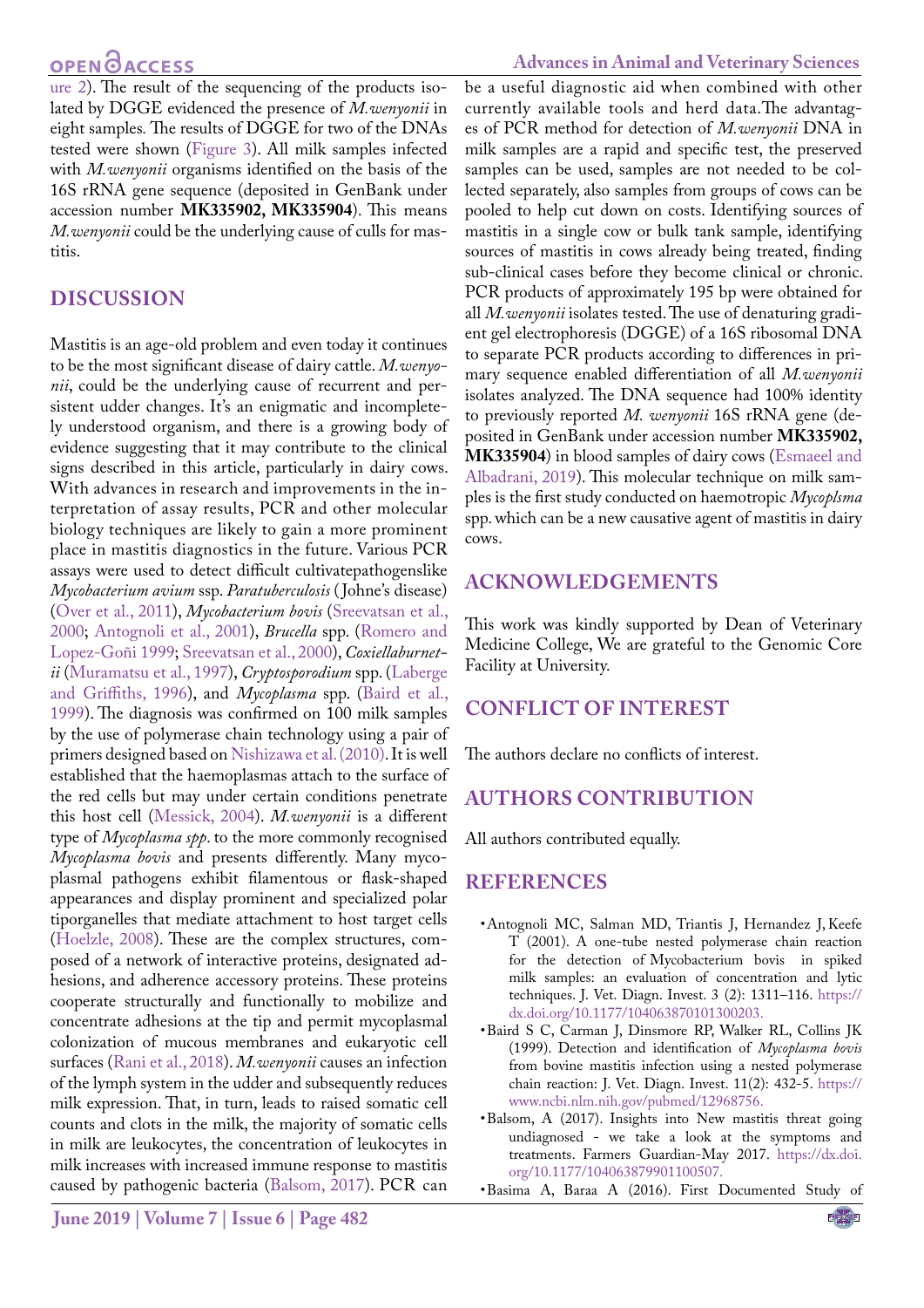ure 2). The result of the sequencing of the products isolated by DGGE evidenced the presence of *M.wenyonii* in eight samples. The results of DGGE for two of the DNAs tested were shown (Figure 3). All milk samples infected with *M.wenyonii* organisms identified on the basis of the 16S rRNA gene sequence (deposited in GenBank under accession number **MK335902, MK335904**). This means *M.wenyonii* could be the underlying cause of culls for mastitis.

## DISCUSSION

Mastitis is an age-old problem and even today it continues to be the most significant disease of dairy cattle. *M.wenyonii*, could be the underlying cause of recurrent and persistent udder changes. It's an enigmatic and incompletely understood organism, and there is a growing body of evidence suggesting that it may contribute to the clinical signs described in this article, particularly in dairy cows. With advances in research and improvements in the interpretation of assay results, PCR and other molecular biology techniques are likely to gain a more prominent place in mastitis diagnostics in the future. Various PCR assays were used to detect difficult cultivatepathogenslike *Mycobacterium avium* ssp. *Paratuberculosis* (Johne's disease) (Over et al., 2011), *Mycobacterium bovis* (Sreevatsan et al., 2000; Antognoli et al., 2001), *Brucella* spp. (Romero and Lopez-Goñi 1999; Sreevatsan et al., 2000), *Coxiellaburnetii* (Muramatsu et al., 1997), *Cryptosporodium* spp. (Laberge and Griffiths, 1996), and *Mycoplasma* spp. (Baird et al., 1999). The diagnosis was confirmed on 100 milk samples by the use of polymerase chain technology using a pair of primers designed based on Nishizawa et al. (2010). It is well established that the haemoplasmas attach to the surface of the red cells but may under certain conditions penetrate this host cell (Messick, 2004). *M.wenyonii* is a different type of *Mycoplasma spp*. to the more commonly recognised *Mycoplasma bovis* and presents differently. Many mycoplasmal pathogens exhibit filamentous or flask-shaped appearances and display prominent and specialized polar tiporganelles that mediate attachment to host target cells (Hoelzle, 2008). These are the complex structures, composed of a network of interactive proteins, designated adhesions, and adherence accessory proteins. These proteins cooperate structurally and functionally to mobilize and concentrate adhesions at the tip and permit mycoplasmal colonization of mucous membranes and eukaryotic cell surfaces (Rani et al., 2018). *M.wenyonii* causes an infection of the lymph system in the udder and subsequently reduces milk expression. That, in turn, leads to raised somatic cell counts and clots in the milk, the majority of somatic cells in milk are leukocytes, the concentration of leukocytes in milk increases with increased immune response to mastitis caused by pathogenic bacteria (Balsom, 2017). PCR can be a useful diagnostic aid when combined with other currently available tools and herd data. The advantages of PCR method for detection of *M.wenyonii* DNA in milk samples are a rapid and specific test, the preserved samples can be used, samples are not needed to be collected separately, also samples from groups of cows can be pooled to help cut down on costs. Identifying sources of mastitis in a single cow or bulk tank sample, identifying sources of mastitis in cows already being treated, finding sub-clinical cases before they become clinical or chronic. PCR products of approximately 195 bp were obtained for all *M.wenyonii* isolates tested. The use of denaturing gradient gel electrophoresis (DGGE) of a 16S ribosomal DNA to separate PCR products according to differences in primary sequence enabled differentiation of all *M.wenyonii* isolates analyzed. The DNA sequence had 100% identity to previously reported *M. wenyonii* 16S rRNA gene (deposited in GenBank under accession number **MK335902, MK335904**) in blood samples of dairy cows (Esmaeel and Albadrani, 2019). This molecular technique on milk samples is the first study conducted on haemotropic *Mycoplsma* spp. which can be a new causative agent of mastitis in dairy cows.

## ACKNOWLEDGEMENTS

This work was kindly supported by Dean of Veterinary Medicine College, We are grateful to the Genomic Core Facility at University.

## CONFLICT OF INTEREST

The authors declare no conflicts of interest.

## AUTHORS CONTRIBUTION

All authors contributed equally.

## REFERENCES

- Antognoli MC, Salman MD, Triantis J, Hernandez J, Keefe T (2001). A one-tube nested polymerase chain reaction for the detection of Mycobacterium bovis in spiked milk samples: an evaluation of concentration and lytic techniques. J. Vet. Diagn. Invest. 3 (2): 1311–116. https://dx.doi.org/10.1177/104063870101300203.
- Baird S C, Carman J, Dinsmore RP, Walker RL, Collins JK (1999). Detection and identification of *Mycoplasma bovis* from bovine mastitis infection using a nested polymerase chain reaction: J. Vet. Diagn. Invest. 11(2): 432-5. https://www.ncbi.nlm.nih.gov/pubmed/12968756.
- Balsom, A (2017). Insights into New mastitis threat going undiagnosed - we take a look at the symptoms and treatments. Farmers Guardian-May 2017. https://dx.doi.org/10.1177/104063879901100507.
- Basima A, Baraa A (2016). First Documented Study of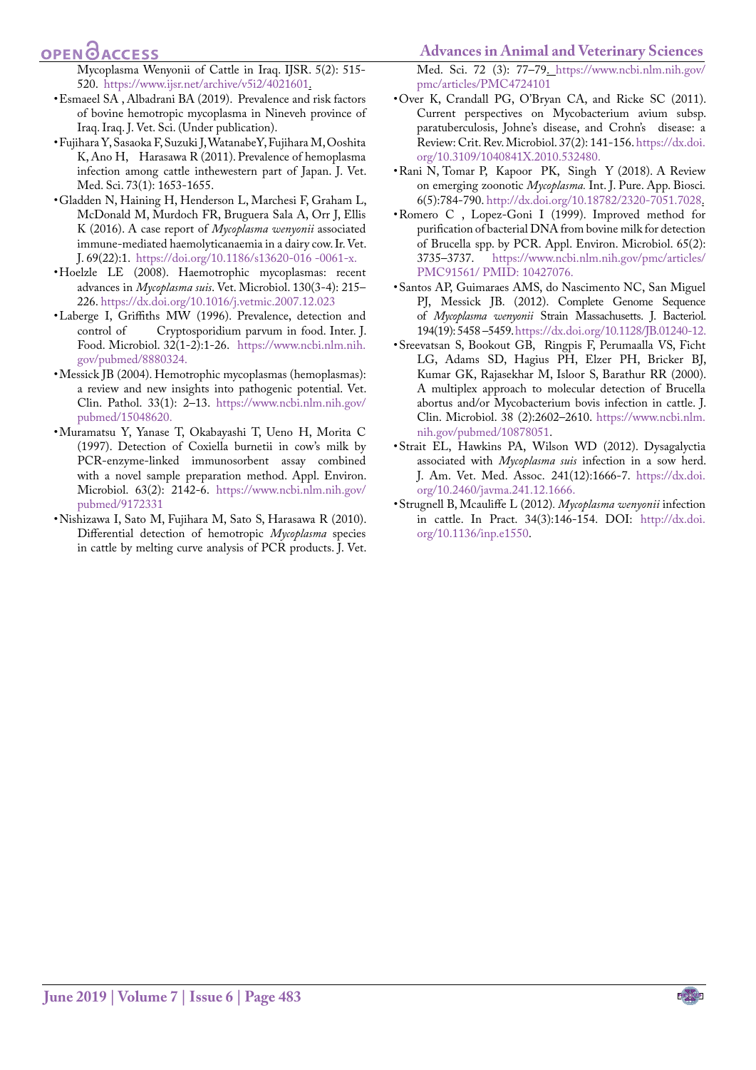Mycoplasma Wenyonii of Cattle in Iraq. IJSR. 5(2): 515-520. https://www.ijsr.net/archive/v5i2/4021601.

- Esmaeel SA , Albadrani BA (2019). Prevalence and risk factors of bovine hemotropic mycoplasma in Nineveh province of Iraq. Iraq. J. Vet. Sci. (Under publication).
- Fujihara Y, Sasaoka F, Suzuki J, WatanabeY, Fujihara M, Ooshita K, Ano H, Harasawa R (2011). Prevalence of hemoplasma infection among cattle inthewestern part of Japan. J. Vet. Med. Sci. 73(1): 1653-1655.
- Gladden N, Haining H, Henderson L, Marchesi F, Graham L, McDonald M, Murdoch FR, Bruguera Sala A, Orr J, Ellis K (2016). A case report of *Mycoplasma wenyonii* associated immune-mediated haemolyticanaemia in a dairy cow. Ir. Vet. J. 69(22):1. https://doi.org/10.1186/s13620-016 -0061-x.
- Hoelzle LE (2008). Haemotrophic mycoplasmas: recent advances in *Mycoplasma suis*. Vet. Microbiol. 130(3-4): 215–226. https://dx.doi.org/10.1016/j.vetmic.2007.12.023
- Laberge I, Griffiths MW (1996). Prevalence, detection and control of Cryptosporidium parvum in food. Inter. J. Food. Microbiol. 32(1-2):1-26. https://www.ncbi.nlm.nih.gov/pubmed/8880324.
- Messick JB (2004). Hemotrophic mycoplasmas (hemoplasmas): a review and new insights into pathogenic potential. Vet. Clin. Pathol. 33(1): 2–13. https://www.ncbi.nlm.nih.gov/pubmed/15048620.
- Muramatsu Y, Yanase T, Okabayashi T, Ueno H, Morita C (1997). Detection of Coxiella burnetii in cow's milk by PCR-enzyme-linked immunosorbent assay combined with a novel sample preparation method. Appl. Environ. Microbiol. 63(2): 2142-6. https://www.ncbi.nlm.nih.gov/pubmed/9172331
- Nishizawa I, Sato M, Fujihara M, Sato S, Harasawa R (2010). Differential detection of hemotropic *Mycoplasma* species in cattle by melting curve analysis of PCR products. J. Vet. Med. Sci. 72 (3): 77–79. https://www.ncbi.nlm.nih.gov/pmc/articles/PMC4724101
- Over K, Crandall PG, O'Bryan CA, and Ricke SC (2011). Current perspectives on Mycobacterium avium subsp. paratuberculosis, Johne's disease, and Crohn's disease: a Review: Crit. Rev. Microbiol. 37(2): 141-156. https://dx.doi.org/10.3109/1040841X.2010.532480.
- Rani N, Tomar P, Kapoor PK, Singh Y (2018). A Review on emerging zoonotic *Mycoplasma.* Int. J. Pure. App. Biosci. 6(5):784-790. http://dx.doi.org/10.18782/2320-7051.7028.
- Romero C , Lopez-Goni I (1999). Improved method for purification of bacterial DNA from bovine milk for detection of Brucella spp. by PCR. Appl. Environ. Microbiol. 65(2): 3735–3737. https://www.ncbi.nlm.nih.gov/pmc/articles/PMC91561/ PMID: 10427076.
- Santos AP, Guimaraes AMS, do Nascimento NC, San Miguel PJ, Messick JB. (2012). Complete Genome Sequence of *Mycoplasma wenyonii* Strain Massachusetts. J. Bacteriol. 194(19): 5458 –5459. https://dx.doi.org/10.1128/JB.01240-12.
- Sreevatsan S, Bookout GB, Ringpis F, Perumaalla VS, Ficht LG, Adams SD, Hagius PH, Elzer PH, Bricker BJ, Kumar GK, Rajasekhar M, Isloor S, Barathur RR (2000). A multiplex approach to molecular detection of Brucella abortus and/or Mycobacterium bovis infection in cattle. J. Clin. Microbiol. 38 (2):2602–2610. https://www.ncbi.nlm.nih.gov/pubmed/10878051.
- Strait EL, Hawkins PA, Wilson WD (2012). Dysagalyctia associated with *Mycoplasma suis* infection in a sow herd. J. Am. Vet. Med. Assoc. 241(12):1666-7. https://dx.doi.org/10.2460/javma.241.12.1666.
- Strugnell B, Mcauliffe L (2012). *Mycoplasma wenyonii* infection in cattle. In Pract. 34(3):146-154. DOI: http://dx.doi.org/10.1136/inp.e1550.